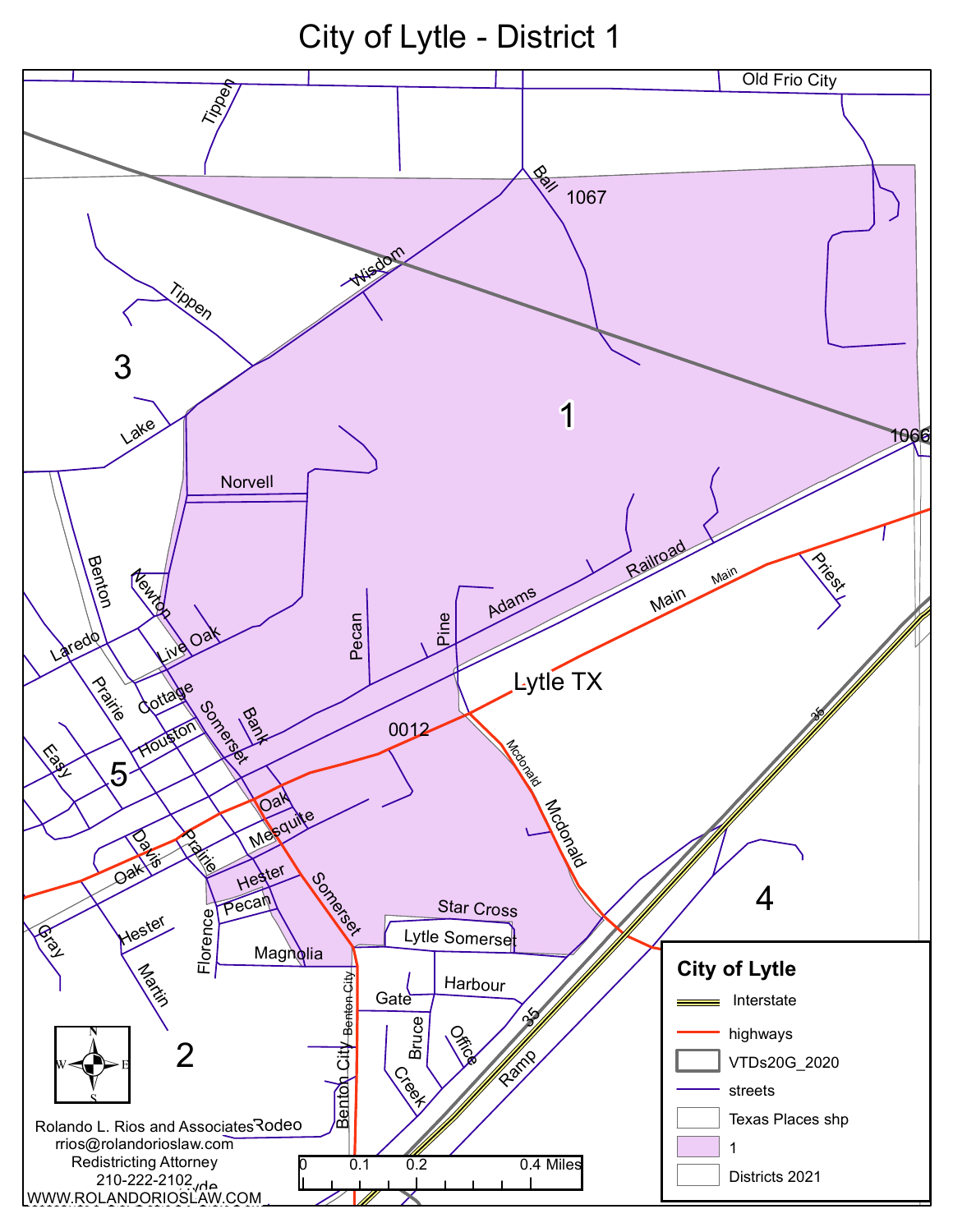# City of Lytle - District 1

Old Frio City

Tippen

Ball

1067

Wisdom

Tippen

3

1

Lake

1066

Norvell

Benton

Newton

Railroad

Priest

Main

Main

Adams

Pine

Pecan

Live Oak

Laredo

Lytle TX

Prairie

Cottage

Somerset

Bank

Houston

0012

Easy

5

Mcdonald

Mcdonald

Oak

Mesquite

Davis

Prairie

Oak

Hester

Somerset

4

Pecan

Star Cross

Gray

Hester

Florence

Magnolia

Lytle Somerset

Martin

Benton City

Harbour

Gate

35

2

Bruce

Office

Creek

Ramp

Benton City

Rodeo

35

**City of Lytle**

- Interstate
- highways
- VTDs20G_2020
- streets
- Texas Places shp
- 1
- Districts 2021

0 0.1 0.2 0.4 Miles

Rolando L. Rios and Associates
rrios@rolandorioslaw.com
Redistricting Attorney
210-222-2102
WWW.ROLANDORIOSLAW.COM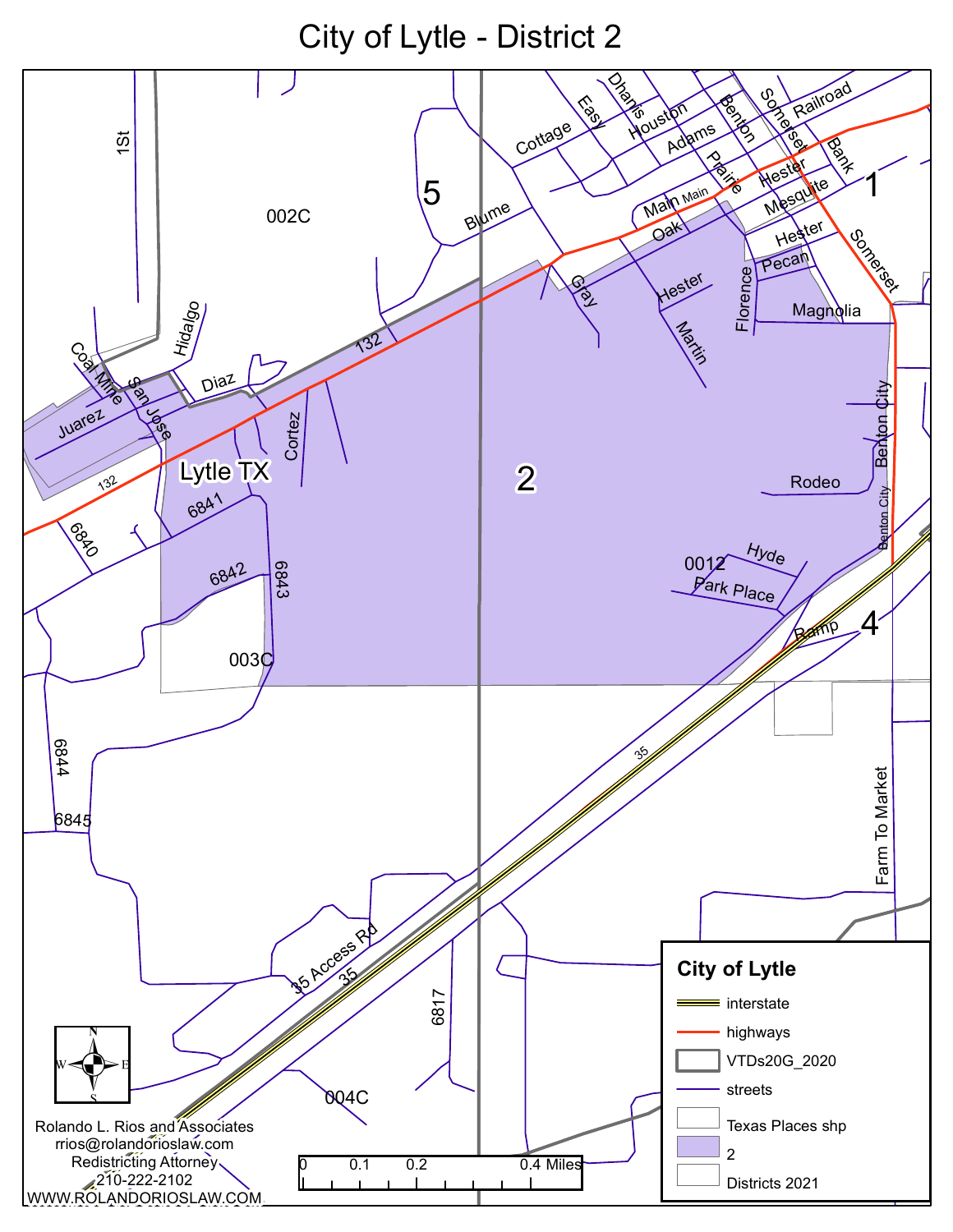# City of Lytle - District 2

## City of Lytle

- interstate
- highways
- VTDs20G_2020
- streets
- Texas Places shp
- 2
- Districts 2021

0 0.1 0.2 0.4 Miles

Rolando L. Rios and Associates
rrios@rolandorioslaw.com
Redistricting Attorney
210-222-2102
WWW.ROLANDORIOSLAW.COM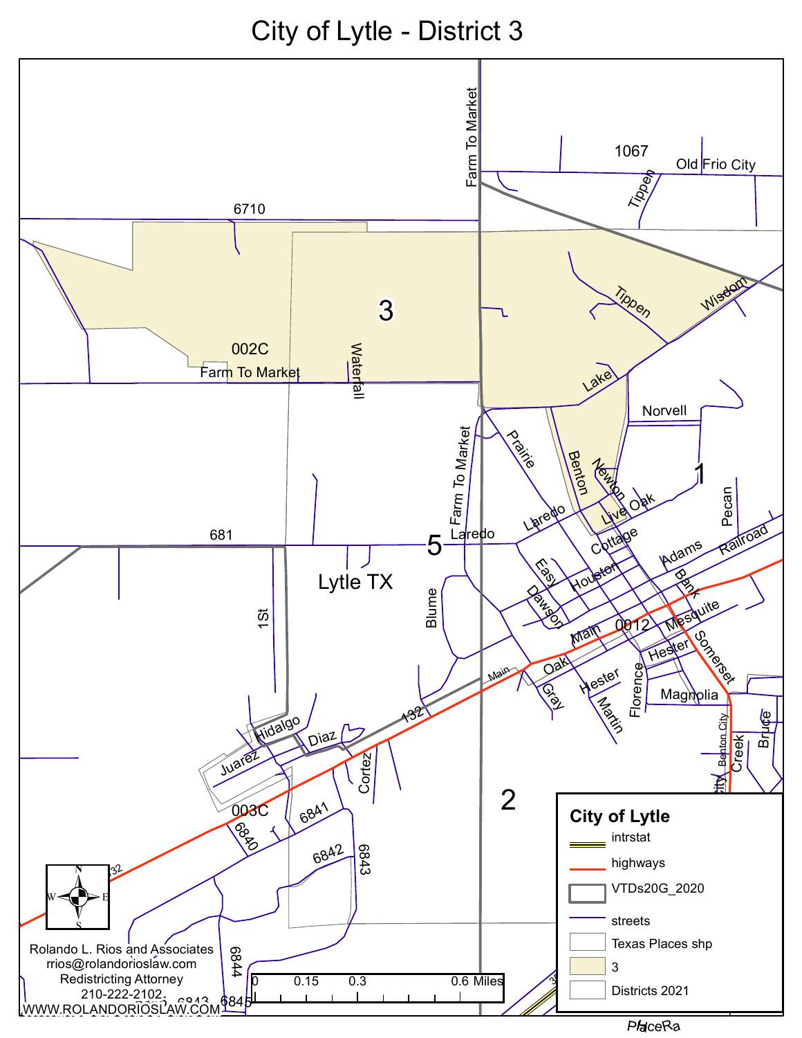# City of Lytle - District 3

## City of Lytle

- intrstat
- highways
- VTDs20G_2020
- streets
- Texas Places shp
- 3
- Districts 2021

Rolando L. Rios and Associates
rrios@rolandorioslaw.com
Redistricting Attorney
210-222-2102
WWW.ROLANDORIOSLAW.COM

0 0.15 0.3 0.6 Miles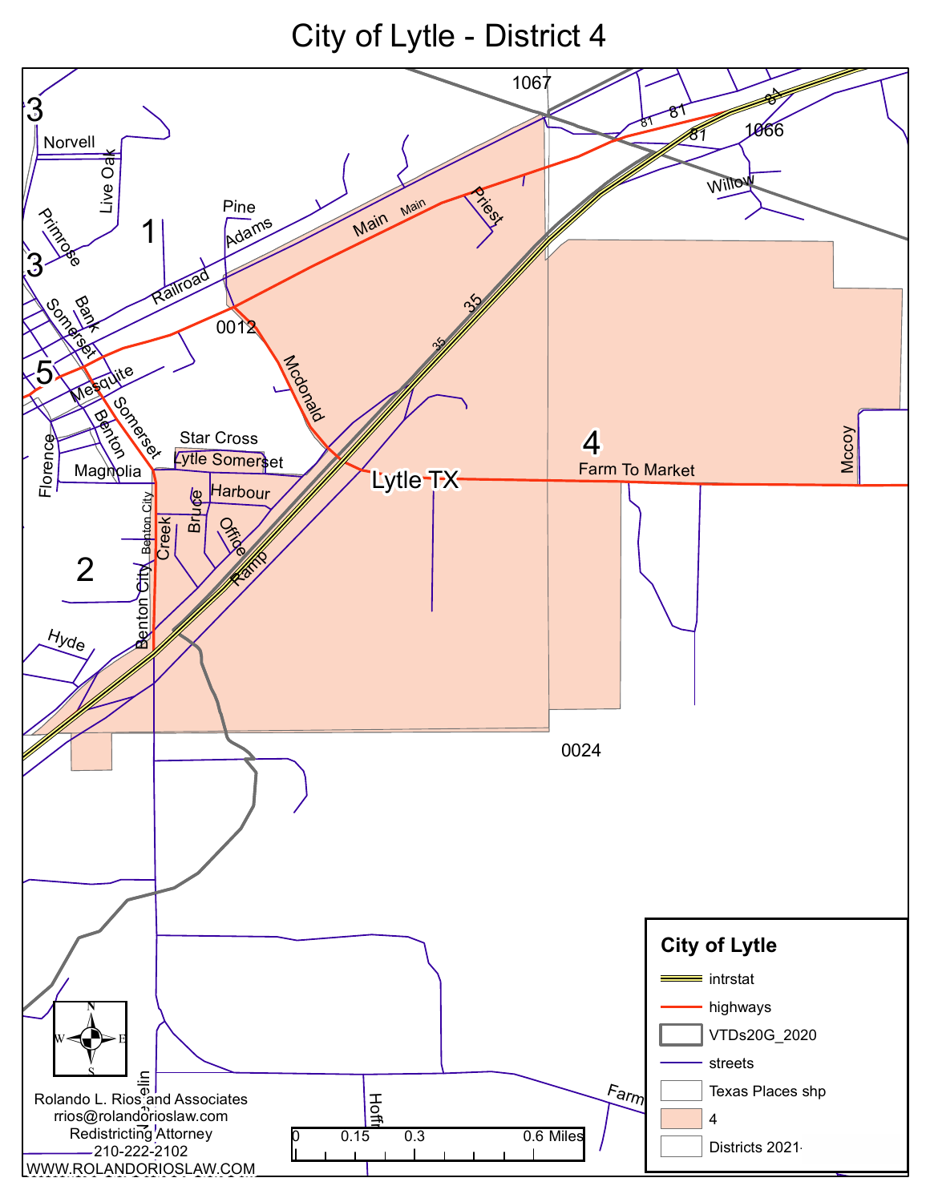# City of Lytle - District 4

**City of Lytle**

- intrstat
- highways
- VTDs20G_2020
- streets
- Texas Places shp
- 4
- Districts 2021

0 0.15 0.3 0.6 Miles

Rolando L. Rios and Associates
rrios@rolandorioslaw.com
Redistricting Attorney
210-222-2102
WWW.ROLANDORIOSLAW.COM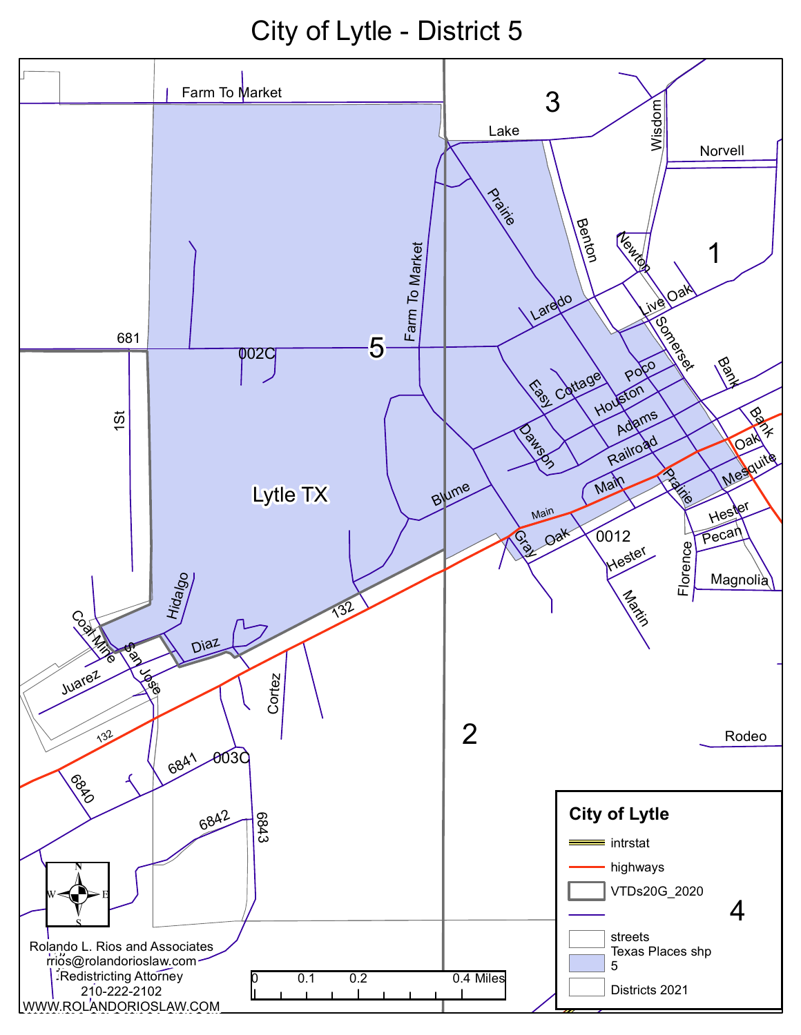# City of Lytle - District 5

Farm To Market

Lake

3

Wisdom

Norvell

Prairie

Benton

Newton

1

Farm To Market

Laredo

Live Oak

681

002C

5

Somerset

Bank

1St

Easy

Cottage

Poco

Houston

Bank

Dawson

Adams

Oak

Railroad

Mesquite

Lytle TX

Blume

Main

Prairie

Main

Hester

Gray

Oak

0012

Pecan

Hester

Florence

Magnolia

Martin

Hidalgo

Coal Mine

132

San Jose

Diaz

Juarez

Cortez

2

Rodeo

132

6840

6841

003C

6842

6843

**City of Lytle**

intrstat

highways

VTDs20G_2020

streets

Texas Places shp

5

Districts 2021

4

Rolando L. Rios and Associates
rrios@rolandorioslaw.com
Redistricting Attorney
210-222-2102
WWW.ROLANDORIOSLAW.COM

0 0.1 0.2 0.4 Miles